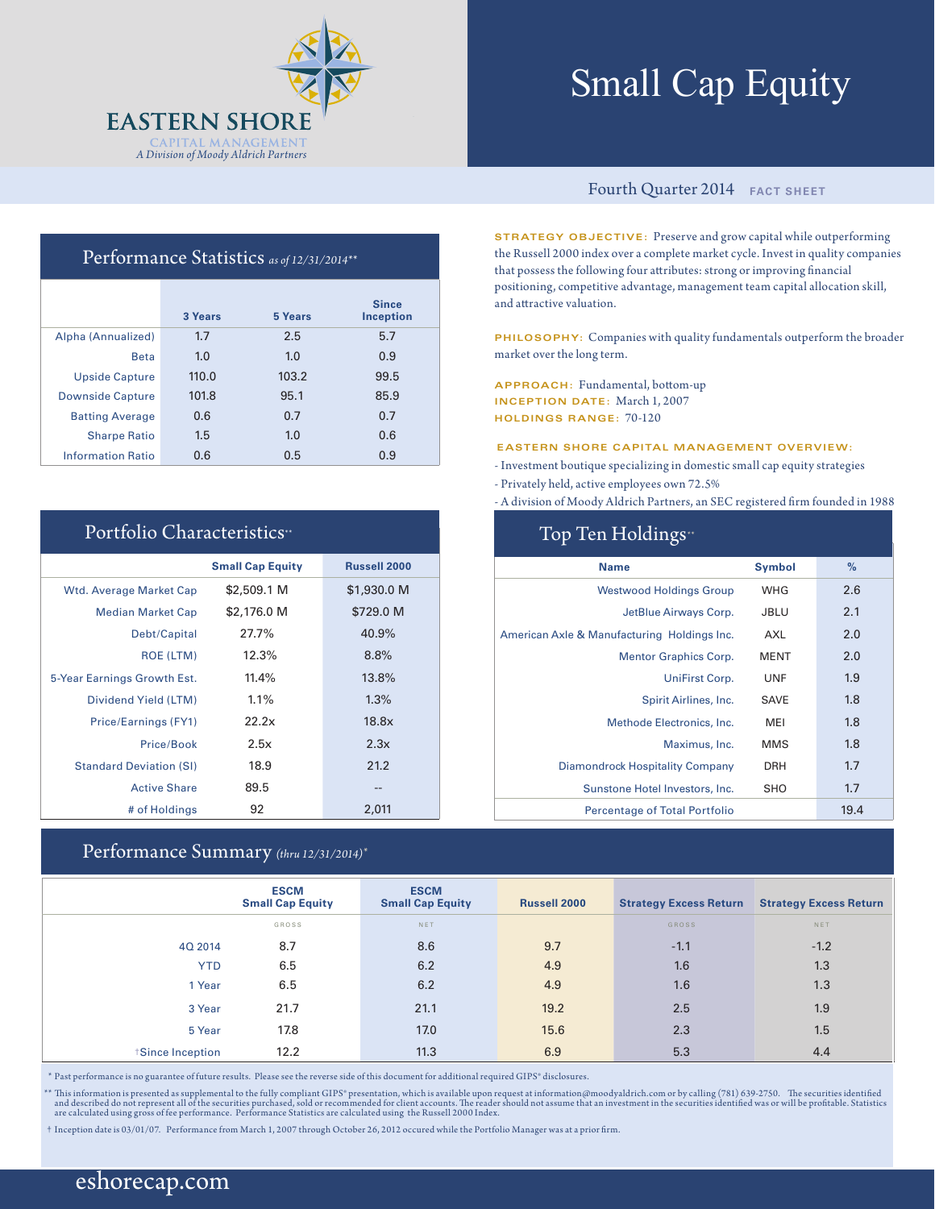# EASTERN SHORE

CAPITAL MANAGEMENT

*A Division of Moody Aldrich Partners*

# Small Cap Equity

Fourth Quarter 2014 **FACT SHEET**

## Performance Statistics *as of 12/31/2014***

| | 3 Years | 5 Years | Since Inception |
|---|---|---|---|
| Alpha (Annualized) | 1.7 | 2.5 | 5.7 |
| Beta | 1.0 | 1.0 | 0.9 |
| Upside Capture | 110.0 | 103.2 | 99.5 |
| Downside Capture | 101.8 | 95.1 | 85.9 |
| Batting Average | 0.6 | 0.7 | 0.7 |
| Sharpe Ratio | 1.5 | 1.0 | 0.6 |
| Information Ratio | 0.6 | 0.5 | 0.9 |

**STRATEGY OBJECTIVE:** Preserve and grow capital while outperforming the Russell 2000 index over a complete market cycle. Invest in quality companies that possess the following four attributes: strong or improving financial positioning, competitive advantage, management team capital allocation skill, and attractive valuation.

**PHILOSOPHY:** Companies with quality fundamentals outperform the broader market over the long term.

**APPROACH:** Fundamental, bottom-up
**INCEPTION DATE:** March 1, 2007
**HOLDINGS RANGE:** 70-120

**EASTERN SHORE CAPITAL MANAGEMENT OVERVIEW:**

- Investment boutique specializing in domestic small cap equity strategies
- Privately held, active employees own 72.5%
- A division of Moody Aldrich Partners, an SEC registered firm founded in 1988

## Portfolio Characteristics**

| | Small Cap Equity | Russell 2000 |
|---|---|---|
| Wtd. Average Market Cap | $2,509.1 M | $1,930.0 M |
| Median Market Cap | $2,176.0 M | $729.0 M |
| Debt/Capital | 27.7% | 40.9% |
| ROE (LTM) | 12.3% | 8.8% |
| 5-Year Earnings Growth Est. | 11.4% | 13.8% |
| Dividend Yield (LTM) | 1.1% | 1.3% |
| Price/Earnings (FY1) | 22.2x | 18.8x |
| Price/Book | 2.5x | 2.3x |
| Standard Deviation (SI) | 18.9 | 21.2 |
| Active Share | 89.5 | -- |
| # of Holdings | 92 | 2,011 |

## Top Ten Holdings**

| Name | Symbol | % |
|---|---|---|
| Westwood Holdings Group | WHG | 2.6 |
| JetBlue Airways Corp. | JBLU | 2.1 |
| American Axle & Manufacturing Holdings Inc. | AXL | 2.0 |
| Mentor Graphics Corp. | MENT | 2.0 |
| UniFirst Corp. | UNF | 1.9 |
| Spirit Airlines, Inc. | SAVE | 1.8 |
| Methode Electronics, Inc. | MEI | 1.8 |
| Maximus, Inc. | MMS | 1.8 |
| Diamondrock Hospitality Company | DRH | 1.7 |
| Sunstone Hotel Investors, Inc. | SHO | 1.7 |
| Percentage of Total Portfolio | | 19.4 |

## Performance Summary *(thru 12/31/2014)**

| | ESCM Small Cap Equity | ESCM Small Cap Equity | Russell 2000 | Strategy Excess Return | Strategy Excess Return |
|---|---|---|---|---|---|
| | GROSS | NET | | GROSS | NET |
| 4Q 2014 | 8.7 | 8.6 | 9.7 | -1.1 | -1.2 |
| YTD | 6.5 | 6.2 | 4.9 | 1.6 | 1.3 |
| 1 Year | 6.5 | 6.2 | 4.9 | 1.6 | 1.3 |
| 3 Year | 21.7 | 21.1 | 19.2 | 2.5 | 1.9 |
| 5 Year | 17.8 | 17.0 | 15.6 | 2.3 | 1.5 |
| †Since Inception | 12.2 | 11.3 | 6.9 | 5.3 | 4.4 |

\* Past performance is no guarantee of future results. Please see the reverse side of this document for additional required GIPS® disclosures.

** This information is presented as supplemental to the fully compliant GIPS® presentation, which is available upon request at information@moodyaldrich.com or by calling (781) 639-2750. The securities identified and described do not represent all of the securities purchased, sold or recommended for client accounts. The reader should not assume that an investment in the securities identified was or will be profitable. Statistics are calculated using gross of fee performance. Performance Statistics are calculated using the Russell 2000 Index.

† Inception date is 03/01/07. Performance from March 1, 2007 through October 26, 2012 occured while the Portfolio Manager was at a prior firm.

eshorecap.com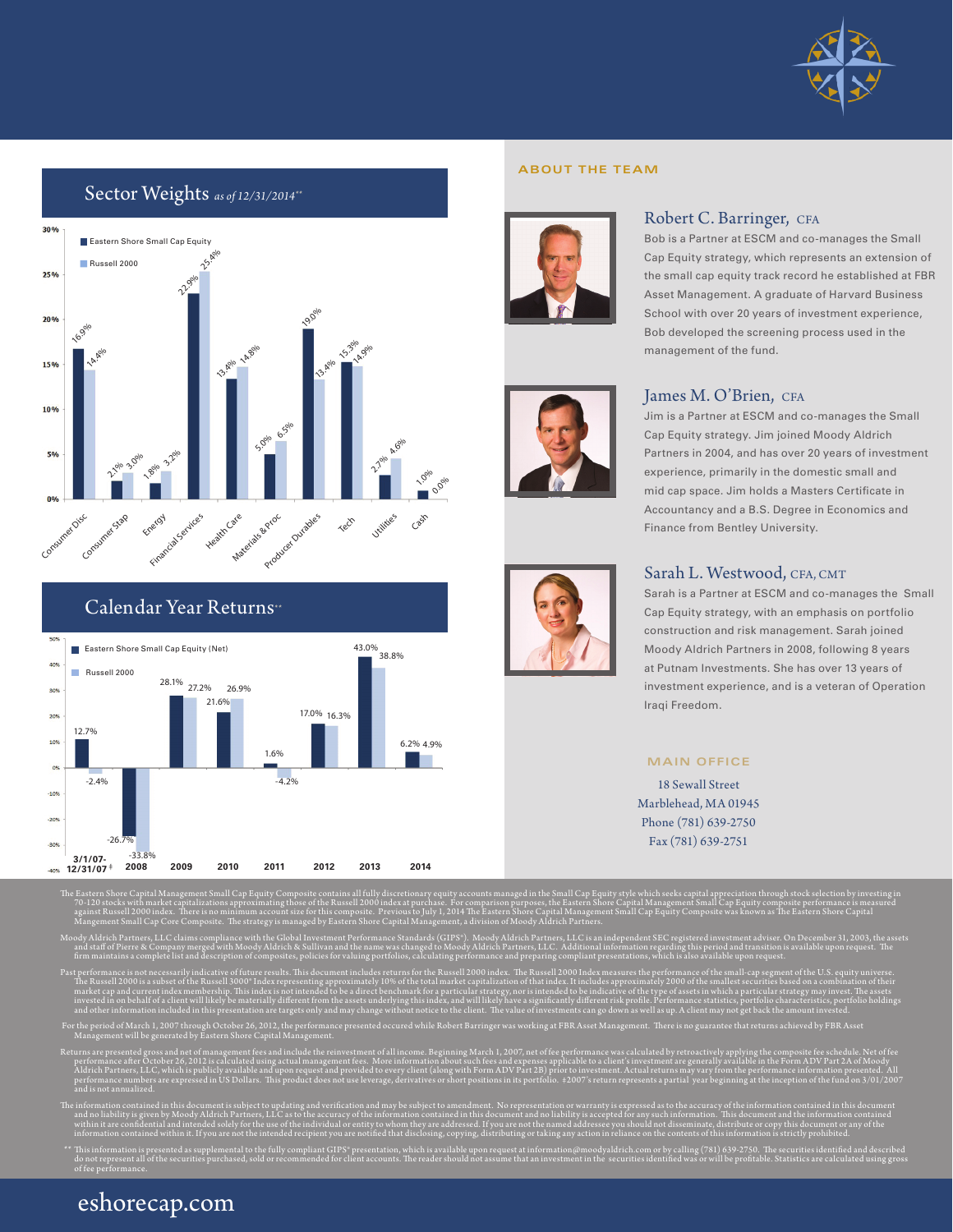## Sector Weights *as of 12/31/2014***

30%
25%
20%
15%
10%
5%
0%

Eastern Shore Small Cap Equity
Russell 2000

16.9% 14.4%
2.1% 3.0%
1.8% 3.2%
22.9% 25.4%
13.4% 14.8%
5.0% 6.5%
19.0% 13.4%
15.3% 14.9%
2.7% 4.6%
1.0% 0.0%

Consumer Disc
Consumer Stap
Energy
Financial Services
Health Care
Materials & Proc
Producer Durables
Tech
Utilities
Cash

## Calendar Year Returns**

50%
40%
30%
20%
10%
0%
-10%
-20%
-30%
-40%

Eastern Shore Small Cap Equity (Net)
Russell 2000

12.7% -2.4%
-26.7% -33.8%
28.1% 27.2%
21.6% 26.9%
1.6% -4.2%
17.0% 16.3%
43.0% 38.8%
6.2% 4.9%

3/1/07-12/31/07‡
2008
2009
2010
2011
2012
2013
2014

## ABOUT THE TEAM

### Robert C. Barringer, CFA

Bob is a Partner at ESCM and co-manages the Small Cap Equity strategy, which represents an extension of the small cap equity track record he established at FBR Asset Management. A graduate of Harvard Business School with over 20 years of investment experience, Bob developed the screening process used in the management of the fund.

### James M. O'Brien, CFA

Jim is a Partner at ESCM and co-manages the Small Cap Equity strategy. Jim joined Moody Aldrich Partners in 2004, and has over 20 years of investment experience, primarily in the domestic small and mid cap space. Jim holds a Masters Certificate in Accountancy and a B.S. Degree in Economics and Finance from Bentley University.

### Sarah L. Westwood, CFA, CMT

Sarah is a Partner at ESCM and co-manages the Small Cap Equity strategy, with an emphasis on portfolio construction and risk management. Sarah joined Moody Aldrich Partners in 2008, following 8 years at Putnam Investments. She has over 13 years of investment experience, and is a veteran of Operation Iraqi Freedom.

## MAIN OFFICE

18 Sewall Street
Marblehead, MA 01945
Phone (781) 639-2750
Fax (781) 639-2751

The Eastern Shore Capital Management Small Cap Equity Composite contains all fully discretionary equity accounts managed in the Small Cap Equity style which seeks capital appreciation through stock selection by investing in 70-120 stocks with market capitalizations approximating those of the Russell 2000 index at purchase. For comparison purposes, the Eastern Shore Capital Management Small Cap Equity composite performance is measured against Russell 2000 index. There is no minimum account size for this composite. Previous to July 1, 2014 The Eastern Shore Capital Management Small Cap Equity Composite was known as The Eastern Shore Capital Mangement Small Cap Core Composite. The strategy is managed by Eastern Shore Capital Management, a division of Moody Aldrich Partners.

Moody Aldrich Partners, LLC claims compliance with the Global Investment Performance Standards (GIPS®). Moody Aldrich Partners, LLC is an independent SEC registered investment adviser. On December 31, 2003, the assets and staff of Pierre & Company merged with Moody Aldrich & Sullivan and the name was changed to Moody Aldrich Partners, LLC. Additional information regarding this period and transition is available upon request. The firm maintains a complete list and description of composites, policies for valuing portfolios, calculating performance and preparing compliant presentations, which is also available upon request.

Past performance is not necessarily indicative of future results. This document includes returns for the Russell 2000 index. The Russell 2000 Index measures the performance of the small-cap segment of the U.S. equity universe. The Russell 2000 is a subset of the Russell 3000® Index representing approximately 10% of the total market capitalization of that index. It includes approximately 2000 of the smallest securities based on a combination of their market cap and current index membership. This index is not intended to be a direct benchmark for a particular strategy, nor is intended to be indicative of the type of assets in which a particular strategy may invest. The assets invested in on behalf of a client will likely be materially different from the assets underlying this index, and will likely have a significantly different risk profile. Performance statistics, portfolio characteristics, portfolio holdings and other information included in this presentation are targets only and may change without notice to the client. The value of investments can go down as well as up. A client may not get back the amount invested.

For the period of March 1, 2007 through October 26, 2012, the performance presented occured while Robert Barringer was working at FBR Asset Management. There is no guarantee that returns achieved by FBR Asset Management will be generated by Eastern Shore Capital Management.

Returns are presented gross and net of management fees and include the reinvestment of all income. Beginning March 1, 2007, net of fee performance was calculated by retroactively applying the composite fee schedule. Net of fee performance after October 26, 2012 is calculated using actual management fees. More information about such fees and expenses applicable to a client's investment are generally available in the Form ADV Part 2A of Moody Aldrich Partners, LLC, which is publicly available and upon request and provided to every client (along with Form ADV Part 2B) prior to investment. Actual returns may vary from the performance information presented. All performance numbers are expressed in US Dollars. This product does not use leverage, derivatives or short positions in its portfolio. ‡2007's return represents a partial year beginning at the inception of the fund on 3/01/2007 and is not annualized.

The information contained in this document is subject to updating and verification and may be subject to amendment. No representation or warranty is expressed as to the accuracy of the information contained in this document and no liability is given by Moody Aldrich Partners, LLC as to the accuracy of the information contained in this document and no liability is accepted for any such information. This document and the information contained within it are confidential and intended solely for the use of the individual or entity to whom they are addressed. If you are not the named addressee you should not disseminate, distribute or copy this document or any of the information contained within it. If you are not the intended recipient you are notified that disclosing, copying, distributing or taking any action in reliance on the contents of this information is strictly prohibited.

** This information is presented as supplemental to the fully compliant GIPS® presentation, which is available upon request at information@moodyaldrich.com or by calling (781) 639-2750. The securities identified and described do not represent all of the securities purchased, sold or recommended for client accounts. The reader should not assume that an investment in the securities identified was or will be profitable. Statistics are calculated using gross of fee performance.

eshorecap.com